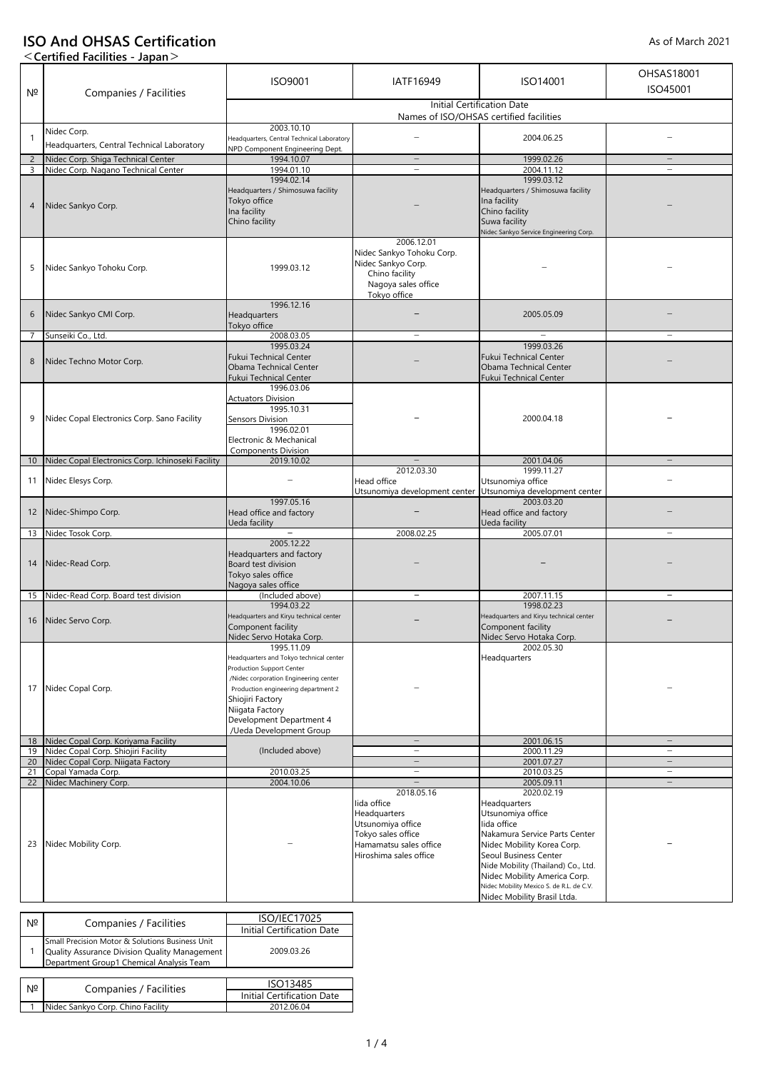# ISO And OHSAS Certification

As of March 2021

＜Certified Facilities - Japan＞

| № | Companies / Facilities | ISO9001 | IATF16949 | ISO14001 | OHSAS18001 ISO45001 |
|---|---|---|---|---|---|
| | | Initial Certification Date Names of ISO/OHSAS certified facilities | | | |
| 1 | Nidec Corp. Headquarters, Central Technical Laboratory | 2003.10.10 Headquarters, Central Technical Laboratory NPD Component Engineering Dept. | – | 2004.06.25 | – |
| 2 | Nidec Corp. Shiga Technical Center | 1994.10.07 | – | 1999.02.26 | – |
| 3 | Nidec Corp. Nagano Technical Center | 1994.01.10 | – | 2004.11.12 | – |
| 4 | Nidec Sankyo Corp. | 1994.02.14 Headquarters / Shimosuwa facility Tokyo office Ina facility Chino facility | – | 1999.03.12 Headquarters / Shimosuwa facility Ina facility Chino facility Suwa facility Nidec Sankyo Service Engineering Corp. | – |
| 5 | Nidec Sankyo Tohoku Corp. | 1999.03.12 | 2006.12.01 Nidec Sankyo Tohoku Corp. Nidec Sankyo Corp. Chino facility Nagoya sales office Tokyo office | – | – |
| 6 | Nidec Sankyo CMI Corp. | 1996.12.16 Headquarters Tokyo office | – | 2005.05.09 | – |
| 7 | Sunseiki Co., Ltd. | 2008.03.05 | – | – | – |
| 8 | Nidec Techno Motor Corp. | 1995.03.24 Fukui Technical Center Obama Technical Center Fukui Technical Center | – | 1999.03.26 Fukui Technical Center Obama Technical Center Fukui Technical Center | – |
| 9 | Nidec Copal Electronics Corp. Sano Facility | 1996.03.06 Actuators Division 1995.10.31 Sensors Division 1996.02.01 Electronic & Mechanical Components Division | – | 2000.04.18 | – |
| 10 | Nidec Copal Electronics Corp. Ichinoseki Facility | 2019.10.02 | – | 2001.04.06 | – |
| 11 | Nidec Elesys Corp. | – | 2012.03.30 Head office Utsunomiya development center | 1999.11.27 Utsunomiya office Utsunomiya development center | – |
| 12 | Nidec-Shimpo Corp. | 1997.05.16 Head office and factory Ueda facility | – | 2003.03.20 Head office and factory Ueda facility | – |
| 13 | Nidec Tosok Corp. | – | 2008.02.25 | 2005.07.01 | – |
| 14 | Nidec-Read Corp. | 2005.12.22 Headquarters and factory Board test division Tokyo sales office Nagoya sales office | – | – | – |
| 15 | Nidec-Read Corp. Board test division | (Included above) | – | 2007.11.15 | – |
| 16 | Nidec Servo Corp. | 1994.03.22 Headquarters and Kiryu technical center Component facility Nidec Servo Hotaka Corp. | – | 1998.02.23 Headquarters and Kiryu technical center Component facility Nidec Servo Hotaka Corp. | – |
| 17 | Nidec Copal Corp. | 1995.11.09 Headquarters and Tokyo technical center Production Support Center /Nidec corporation Engineering center Production engineering department 2 Shiojiri Factory Niigata Factory Development Department 4 /Ueda Development Group | – | 2002.05.30 Headquarters | – |
| 18 | Nidec Copal Corp. Koriyama Facility | (Included above) | – | 2001.06.15 | – |
| 19 | Nidec Copal Corp. Shiojiri Facility | (Included above) | – | 2000.11.29 | – |
| 20 | Nidec Copal Corp. Niigata Factory | (Included above) | – | 2001.07.27 | – |
| 21 | Copal Yamada Corp. | 2010.03.25 | – | 2010.03.25 | – |
| 22 | Nidec Machinery Corp. | 2004.10.06 | – | 2005.09.11 | – |
| 23 | Nidec Mobility Corp. | – | 2018.05.16 Iida office Headquarters Utsunomiya office Tokyo sales office Hamamatsu sales office Hiroshima sales office | 2020.02.19 Headquarters Utsunomiya office Iida office Nakamura Service Parts Center Nidec Mobility Korea Corp. Seoul Business Center Nide Mobility (Thailand) Co., Ltd. Nidec Mobility America Corp. Nidec Mobility Mexico S. de R.L. de C.V. Nidec Mobility Brasil Ltda. | – |

| № | Companies / Facilities | ISO/IEC17025 |
|---|---|---|
| | | Initial Certification Date |
| 1 | Small Precision Motor & Solutions Business Unit Quality Assurance Division Quality Management Department Group1 Chemical Analysis Team | 2009.03.26 |

| № | Companies / Facilities | ISO13485 |
|---|---|---|
| | | Initial Certification Date |
| 1 | Nidec Sankyo Corp. Chino Facility | 2012.06.04 |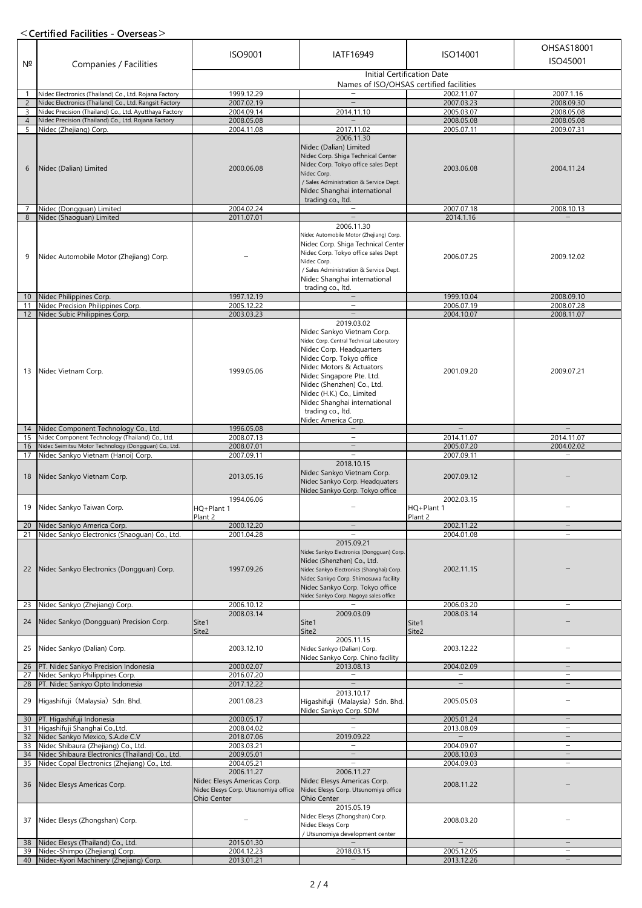＜**Certified Facilities - Overseas**＞

| № | Companies / Facilities | ISO9001 | IATF16949 | ISO14001 | OHSAS18001 ISO45001 |
|---|---|---|---|---|---|
| | | Initial Certification Date Names of ISO/OHSAS certified facilities | | | |
| 1 | Nidec Electronics (Thailand) Co., Ltd. Rojana Factory | 1999.12.29 | － | 2002.11.07 | 2007.1.16 |
| 2 | Nidec Electronics (Thailand) Co., Ltd. Rangsit Factory | 2007.02.19 | － | 2007.03.23 | 2008.09.30 |
| 3 | Nidec Precision (Thailand) Co., Ltd. Ayutthaya Factory | 2004.09.14 | 2014.11.10 | 2005.03.07 | 2008.05.08 |
| 4 | Nidec Precision (Thailand) Co., Ltd. Rojana Factory | 2008.05.08 | － | 2008.05.08 | 2008.05.08 |
| 5 | Nidec (Zhejiang) Corp. | 2004.11.08 | 2017.11.02 | 2005.07.11 | 2009.07.31 |
| 6 | Nidec (Dalian) Limited | 2000.06.08 | 2006.11.30 Nidec (Dalian) Limited Nidec Corp. Shiga Technical Center Nidec Corp. Tokyo office sales Dept Nidec Corp. / Sales Administration & Service Dept. Nidec Shanghai international trading co., ltd. | 2003.06.08 | 2004.11.24 |
| 7 | Nidec (Dongguan) Limited | 2004.02.24 | － | 2007.07.18 | 2008.10.13 |
| 8 | Nidec (Shaoguan) Limited | 2011.07.01 | － | 2014.1.16 | － |
| 9 | Nidec Automobile Motor (Zhejiang) Corp. | － | 2006.11.30 Nidec Automobile Motor (Zhejiang) Corp. Nidec Corp. Shiga Technical Center Nidec Corp. Tokyo office sales Dept Nidec Corp. / Sales Administration & Service Dept. Nidec Shanghai international trading co., ltd. | 2006.07.25 | 2009.12.02 |
| 10 | Nidec Philippines Corp. | 1997.12.19 | － | 1999.10.04 | 2008.09.10 |
| 11 | Nidec Precision Philippines Corp. | 2005.12.22 | － | 2006.07.19 | 2008.07.28 |
| 12 | Nidec Subic Philippines Corp. | 2003.03.23 | － | 2004.10.07 | 2008.11.07 |
| 13 | Nidec Vietnam Corp. | 1999.05.06 | 2019.03.02 Nidec Sankyo Vietnam Corp. Nidec Corp. Central Technical Laboratory Nidec Corp. Headquarters Nidec Corp. Tokyo office Nidec Motors & Actuators Nidec Singapore Pte. Ltd. Nidec (Shenzhen) Co., Ltd. Nidec (H.K.) Co., Limited Nidec Shanghai international trading co., ltd. Nidec America Corp. | 2001.09.20 | 2009.07.21 |
| 14 | Nidec Component Technology Co., Ltd. | 1996.05.08 | － | － | － |
| 15 | Nidec Component Technology (Thailand) Co., Ltd. | 2008.07.13 | － | 2014.11.07 | 2014.11.07 |
| 16 | Nidec Seimitsu Motor Technology (Dongguan) Co., Ltd. | 2008.07.01 | － | 2005.07.20 | 2004.02.02 |
| 17 | Nidec Sankyo Vietnam (Hanoi) Corp. | 2007.09.11 | － | 2007.09.11 | － |
| 18 | Nidec Sankyo Vietnam Corp. | 2013.05.16 | 2018.10.15 Nidec Sankyo Vietnam Corp. Nidec Sankyo Corp. Headquaters Nidec Sankyo Corp. Tokyo office | 2007.09.12 | － |
| 19 | Nidec Sankyo Taiwan Corp. | 1994.06.06 HQ+Plant 1 Plant 2 | － | 2002.03.15 HQ+Plant 1 Plant 2 | － |
| 20 | Nidec Sankyo America Corp. | 2000.12.20 | － | 2002.11.22 | － |
| 21 | Nidec Sankyo Electronics (Shaoguan) Co., Ltd. | 2001.04.28 | － | 2004.01.08 | － |
| 22 | Nidec Sankyo Electronics (Dongguan) Corp. | 1997.09.26 | 2015.09.21 Nidec Sankyo Electronics (Dongguan) Corp. Nidec (Shenzhen) Co., Ltd. Nidec Sankyo Electronics (Shanghai) Corp. Nidec Sankyo Corp. Shimosuwa facility Nidec Sankyo Corp. Tokyo office Nidec Sankyo Corp. Nagoya sales office | 2002.11.15 | － |
| 23 | Nidec Sankyo (Zhejiang) Corp. | 2006.10.12 | － | 2006.03.20 | － |
| 24 | Nidec Sankyo (Dongguan) Precision Corp. | 2008.03.14 Site1 Site2 | 2009.03.09 Site1 Site2 | 2008.03.14 Site1 Site2 | － |
| 25 | Nidec Sankyo (Dalian) Corp. | 2003.12.10 | 2005.11.15 Nidec Sankyo (Dalian) Corp. Nidec Sankyo Corp. Chino facility | 2003.12.22 | － |
| 26 | PT. Nidec Sankyo Precision Indonesia | 2000.02.07 | 2013.08.13 | 2004.02.09 | － |
| 27 | Nidec Sankyo Philippines Corp. | 2016.07.20 | － | － | － |
| 28 | PT. Nidec Sankyo Opto Indonesia | 2017.12.22 | － | － | － |
| 29 | Higashifuji（Malaysia）Sdn. Bhd. | 2001.08.23 | 2013.10.17 Higashifuji（Malaysia）Sdn. Bhd. Nidec Sankyo Corp. SDM | 2005.05.03 | － |
| 30 | PT. Higashifuji Indonesia | 2000.05.17 | － | 2005.01.24 | － |
| 31 | Higashifuji Shanghai Co.,Ltd. | 2008.04.02 | － | 2013.08.09 | － |
| 32 | Nidec Sankyo Mexico, S.A.de C.V | 2018.07.06 | 2019.09.22 | － | － |
| 33 | Nidec Shibaura (Zhejiang) Co., Ltd. | 2003.03.21 | － | 2004.09.07 | － |
| 34 | Nidec Shibaura Electronics (Thailand) Co., Ltd. | 2009.05.01 | － | 2008.10.03 | － |
| 35 | Nidec Copal Electronics (Zhejiang) Co., Ltd. | 2004.05.21 | － | 2004.09.03 | － |
| 36 | Nidec Elesys Americas Corp. | 2006.11.27 Nidec Elesys Americas Corp. Nidec Elesys Corp. Utsunomiya office Ohio Center | 2006.11.27 Nidec Elesys Americas Corp. Nidec Elesys Corp. Utsunomiya office Ohio Center | 2008.11.22 | － |
| 37 | Nidec Elesys (Zhongshan) Corp. | － | 2015.05.19 Nidec Elesys (Zhongshan) Corp. Nidec Elesys Corp / Utsunomiya development center | 2008.03.20 | － |
| 38 | Nidec Elesys (Thailand) Co., Ltd. | 2015.01.30 | － | － | － |
| 39 | Nidec-Shimpo (Zhejiang) Corp. | 2004.12.23 | 2018.03.15 | 2005.12.05 | － |
| 40 | Nidec-Kyori Machinery (Zhejiang) Corp. | 2013.01.21 | － | 2013.12.26 | － |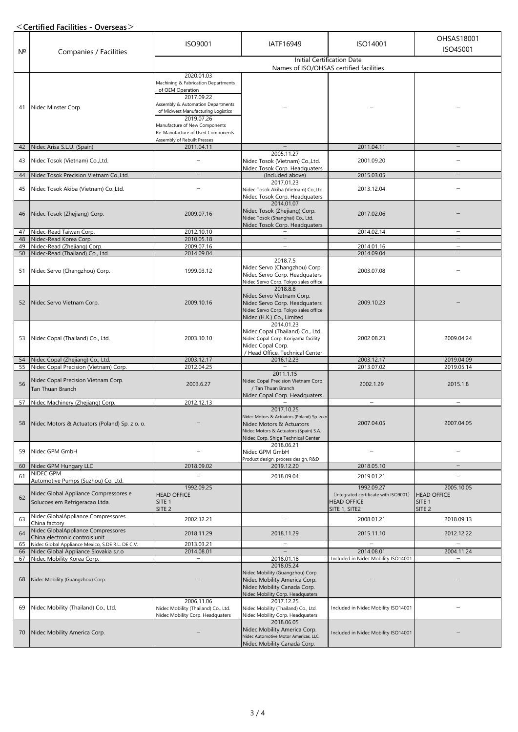＜**Certified Facilities - Overseas**＞

| № | Companies / Facilities | ISO9001 | IATF16949 | ISO14001 | OHSAS18001 ISO45001 |
|---|---|---|---|---|---|
| | | Initial Certification Date Names of ISO/OHSAS certified facilities | | | |
| 41 | Nidec Minster Corp. | 2020.01.03 Machining & Fabrication Departments of OEM Operation 2017.09.22 Assembly & Automation Departments of Midwest Manufacturing Logistics 2019.07.26 Manufacture of New Components Re-Manufacture of Used Components Assembly of Rebuilt Presses | – | – | – |
| 42 | Nidec Arisa S.L.U. (Spain) | 2011.04.11 | – | 2011.04.11 | – |
| 43 | Nidec Tosok (Vietnam) Co.,Ltd. | – | 2005.11.27 Nidec Tosok (Vietnam) Co.,Ltd. Nidec Tosok Corp. Headquaters | 2001.09.20 | – |
| 44 | Nidec Tosok Precision Vietnam Co.,Ltd. | – | (Included above) | 2015.03.05 | – |
| 45 | Nidec Tosok Akiba (Vietnam) Co.,Ltd. | – | 2017.01.23 Nidec Tosok Akiba (Vietnam) Co.,Ltd. Nidec Tosok Corp. Headquaters | 2013.12.04 | – |
| 46 | Nidec Tosok (Zhejiang) Corp. | 2009.07.16 | 2014.01.07 Nidec Tosok (Zhejiang) Corp. Nidec Tosok (Shanghai) Co., Ltd. Nidec Tosok Corp. Headquaters | 2017.02.06 | – |
| 47 | Nidec-Read Taiwan Corp. | 2012.10.10 | – | 2014.02.14 | – |
| 48 | Nidec-Read Korea Corp. | 2010.05.18 | – | – | – |
| 49 | Nidec-Read (Zhejiang) Corp. | 2009.07.16 | – | 2014.01.16 | – |
| 50 | Nidec-Read (Thailand) Co., Ltd. | 2014.09.04 | – | 2014.09.04 | – |
| 51 | Nidec Servo (Changzhou) Corp. | 1999.03.12 | 2018.7.5 Nidec Servo (Changzhou) Corp. Nidec Servo Corp. Headquaters Nidec Servo Corp. Tokyo sales office | 2003.07.08 | – |
| 52 | Nidec Servo Vietnam Corp. | 2009.10.16 | 2018.8.8 Nidec Servo Vietnam Corp. Nidec Servo Corp. Headquaters Nidec Servo Corp. Tokyo sales office Nidec (H.K.) Co., Limited | 2009.10.23 | – |
| 53 | Nidec Copal (Thailand) Co., Ltd. | 2003.10.10 | 2014.01.23 Nidec Copal (Thailand) Co., Ltd. Nidec Copal Corp. Koriyama facility Nidec Copal Corp. / Head Office, Technical Center | 2002.08.23 | 2009.04.24 |
| 54 | Nidec Copal (Zhejiang) Co., Ltd. | 2003.12.17 | 2016.12.23 | 2003.12.17 | 2019.04.09 |
| 55 | Nidec Copal Precision (Vietnam) Corp. | 2012.04.25 | – | 2013.07.02 | 2019.05.14 |
| 56 | Nidec Copal Precision Vietnam Corp. Tan Thuan Branch | 2003.6.27 | 2011.1.15 Nidec Copal Precision Vietnam Corp. / Tan Thuan Branch Nidec Copal Corp. Headquaters | 2002.1.29 | 2015.1.8 |
| 57 | Nidec Machinery (Zhejiang) Corp. | 2012.12.13 | – | – | – |
| 58 | Nidec Motors & Actuators (Poland) Sp. z o. o. | – | 2017.10.25 Nidec Motors & Actuators (Poland) Sp. zo.o Nidec Motors & Actuators Nidec Motors & Actuators (Spain) S.A. Nidec Corp. Shiga Technical Center | 2007.04.05 | 2007.04.05 |
| 59 | Nidec GPM GmbH | – | 2018.06.21 Nidec GPM GmbH Product design, process design, R&D | – | – |
| 60 | Nidec GPM Hungary LLC | 2018.09.02 | 2019.12.20 | 2018.05.10 | – |
| 61 | NIDEC GPM Automotive Pumps (Suzhou) Co. Ltd. | – | 2018.09.04 | 2019.01.21 | – |
| 62 | Nidec Global Appliance Compressores e Solucoes em Refrigeracao Ltda. | 1992.09.25 HEAD OFFICE SITE 1 SITE 2 | | 1992.09.27 (Integrated certificate with ISO9001) HEAD OFFICE SITE 1, SITE2 | 2005.10.05 HEAD OFFICE SITE 1 SITE 2 |
| 63 | Nidec GlobalAppliance Compressores China factory | 2002.12.21 | – | 2008.01.21 | 2018.09.13 |
| 64 | Nidec GlobalAppliance Compressores China electronic controls unit | 2018.11.29 | 2018.11.29 | 2015.11.10 | 2012.12.22 |
| 65 | Nidec Global Appliance Mexico, S.DE R.L. DE C.V. | 2013.03.21 | – | – | – |
| 66 | Nidec Global Appliance Slovakia s.r.o | 2014.08.01 | – | 2014.08.01 | 2004.11.24 |
| 67 | Nidec Mobility Korea Corp. | – | 2018.01.18 | Included in Nidec Mobility ISO14001 | – |
| 68 | Nidec Mobility (Guangzhou) Corp. | – | 2018.05.24 Nidec Mobility (Guangzhou) Corp. Nidec Mobility America Corp. Nidec Mobility Canada Corp. Nidec Mobility Corp. Headquaters | – | – |
| 69 | Nidec Mobility (Thailand) Co., Ltd. | 2006.11.06 Nidec Mobility (Thailand) Co., Ltd. Nidec Mobility Corp. Headquaters | 2017.12.25 Nidec Mobility (Thailand) Co., Ltd. Nidec Mobility Corp. Headquaters | Included in Nidec Mobility ISO14001 | – |
| 70 | Nidec Mobility America Corp. | – | 2018.06.05 Nidec Mobility America Corp. Nidec Automotive Motor Americas, LLC Nidec Mobility Canada Corp. | Included in Nidec Mobility ISO14001 | – |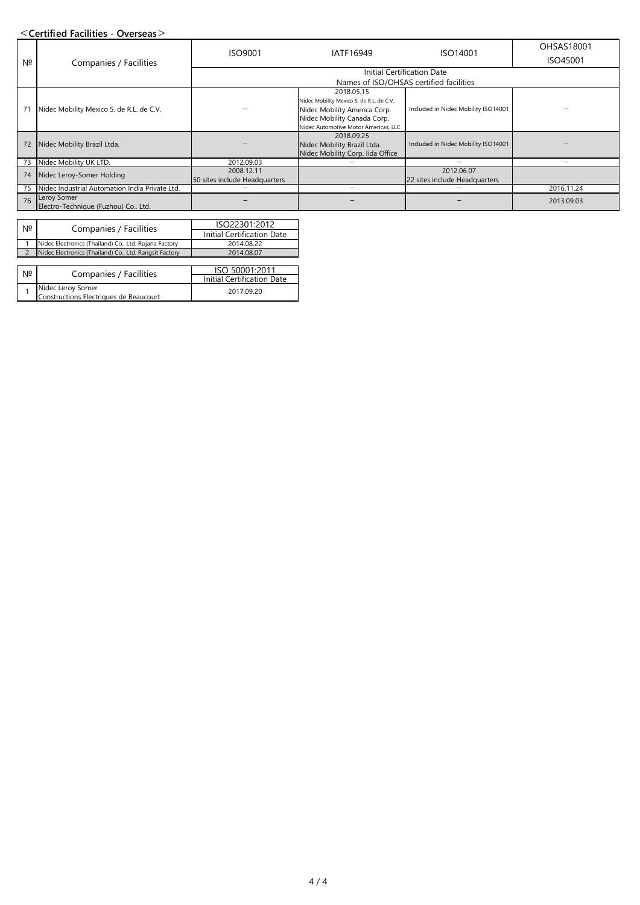＜**Certified Facilities - Overseas**＞

| № | Companies / Facilities | ISO9001 | IATF16949 | ISO14001 | OHSAS18001<br>ISO45001 |
|---|---|---|---|---|---|
| | | Initial Certification Date<br>Names of ISO/OHSAS certified facilities | | | |
| 71 | Nidec Mobility Mexico S. de R.L. de C.V. | – | 2018.05.15<br>Nidec Mobility Mexico S. de R.L. de C.V.<br>Nidec Mobility America Corp.<br>Nidec Mobility Canada Corp.<br>Nidec Automotive Motor Americas, LLC | Included in Nidec Mobility ISO14001 | – |
| 72 | Nidec Mobility Brazil Ltda. | – | 2018.09.25<br>Nidec Mobility Brazil Ltda.<br>Nidec Mobility Corp. Iida Office | Included in Nidec Mobility ISO14001 | – |
| 73 | Nidec Mobility UK LTD. | 2012.09.03 | – | – | – |
| 74 | Nidec Leroy-Somer Holding | 2008.12.11<br>50 sites include Headquarters | | 2012.06.07<br>22 sites include Headquarters | |
| 75 | Nidec Industrial Automation India Private Ltd. | – | – | – | 2016.11.24 |
| 76 | Leroy Somer<br>Electro-Technique (Fuzhou) Co., Ltd. | – | – | – | 2013.09.03 |

| № | Companies / Facilities | ISO22301:2012 |
|---|---|---|
| | | Initial Certification Date |
| 1 | Nidec Electronics (Thailand) Co., Ltd. Rojana Factory | 2014.08.22 |
| 2 | Nidec Electronics (Thailand) Co., Ltd. Rangsit Factory | 2014.08.07 |

| № | Companies / Facilities | ISO 50001:2011 |
|---|---|---|
| | | Initial Certification Date |
| 1 | Nidec Leroy Somer<br>Constructions Electriques de Beaucourt | 2017.09.20 |